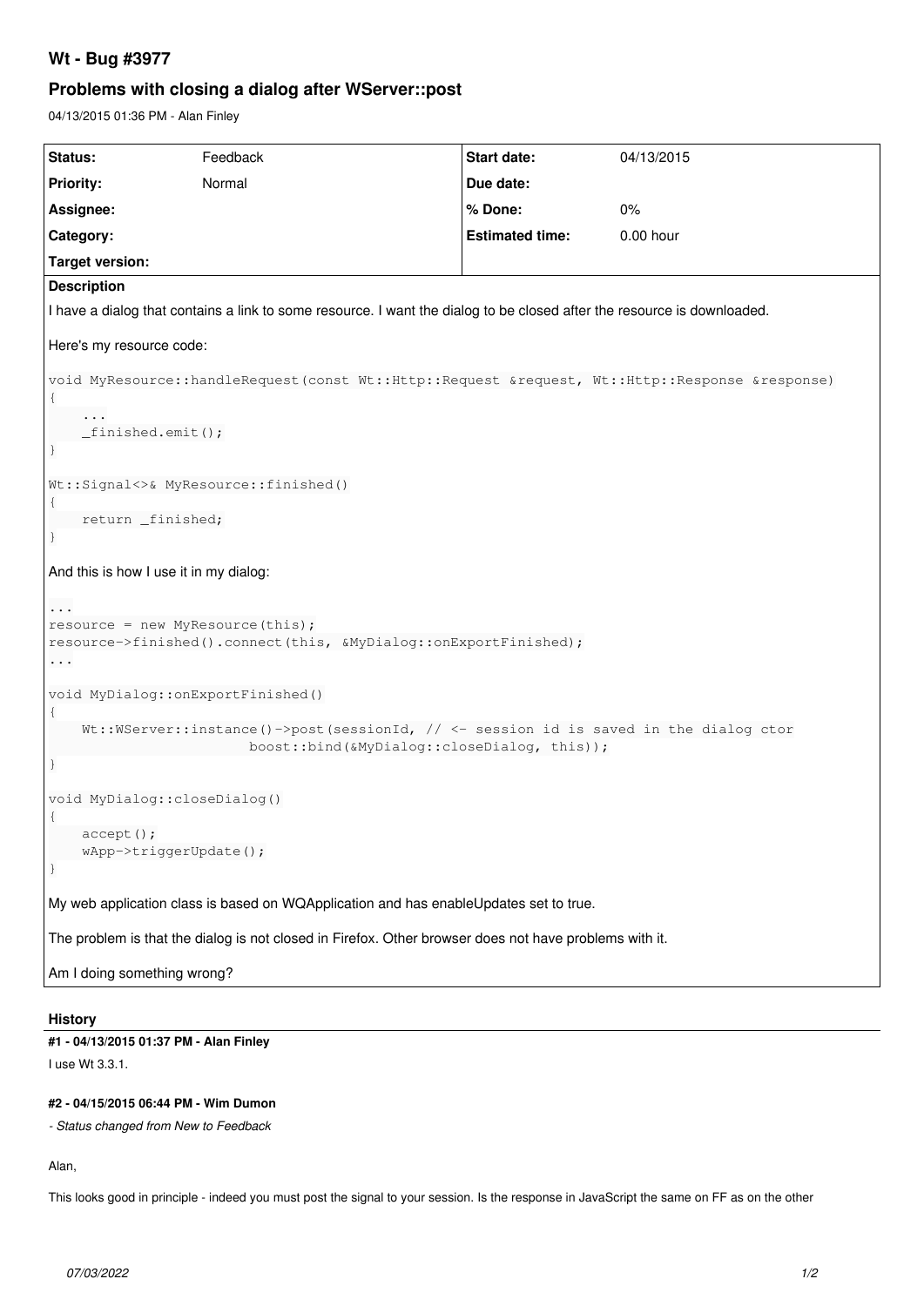# Wt - Bug #3977

## Problems with closing a dialog after WServer::post

04/13/2015 01:36 PM - Alan Finley

| Status: | Feedback | Start date: | 04/13/2015 |
|---|---|---|---|
| Priority: | Normal | Due date: | |
| Assignee: | | % Done: | 0% |
| Category: | | Estimated time: | 0.00 hour |
| Target version: | | | |

**Description**

I have a dialog that contains a link to some resource. I want the dialog to be closed after the resource is downloaded.

Here's my resource code:

```
void MyResource::handleRequest(const Wt::Http::Request &request, Wt::Http::Response &response)
{
    ...
    _finished.emit();
}

Wt::Signal<>& MyResource::finished()
{
    return _finished;
}
```

And this is how I use it in my dialog:

```
...
resource = new MyResource(this);
resource->finished().connect(this, &MyDialog::onExportFinished);
...

void MyDialog::onExportFinished()
{
    Wt::WServer::instance()->post(sessionId, // <- session id is saved in the dialog ctor
                        boost::bind(&MyDialog::closeDialog, this));
}

void MyDialog::closeDialog()
{
    accept();
    wApp->triggerUpdate();
}
```

My web application class is based on WQApplication and has enableUpdates set to true.

The problem is that the dialog is not closed in Firefox. Other browser does not have problems with it.

Am I doing something wrong?

### History

**#1 - 04/13/2015 01:37 PM - Alan Finley**

I use Wt 3.3.1.

**#2 - 04/15/2015 06:44 PM - Wim Dumon**

*- Status changed from New to Feedback*

Alan,

This looks good in principle - indeed you must post the signal to your session. Is the response in JavaScript the same on FF as on the other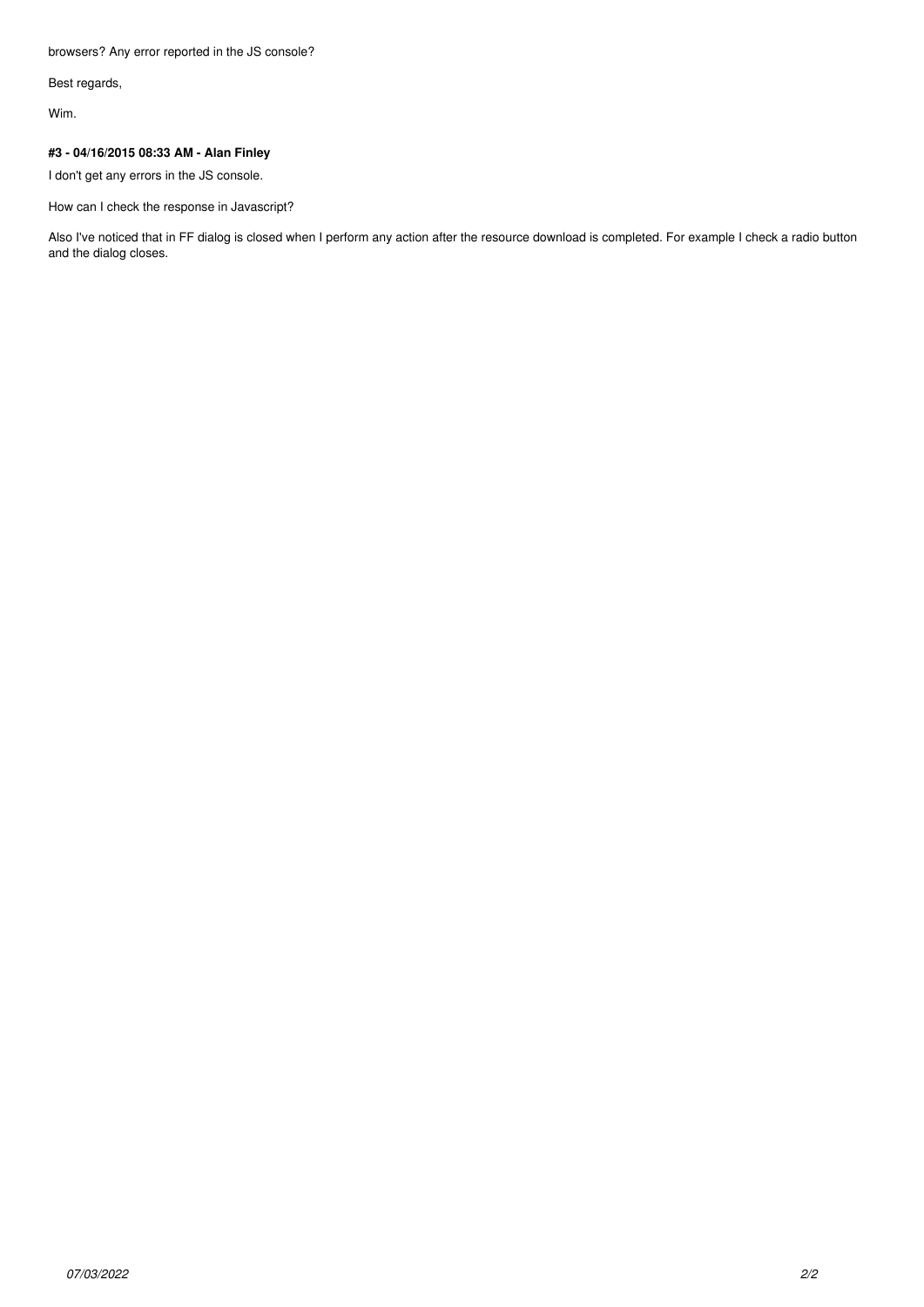browsers? Any error reported in the JS console?

Best regards,

Wim.

#### #3 - 04/16/2015 08:33 AM - Alan Finley

I don't get any errors in the JS console.

How can I check the response in Javascript?

Also I've noticed that in FF dialog is closed when I perform any action after the resource download is completed. For example I check a radio button and the dialog closes.